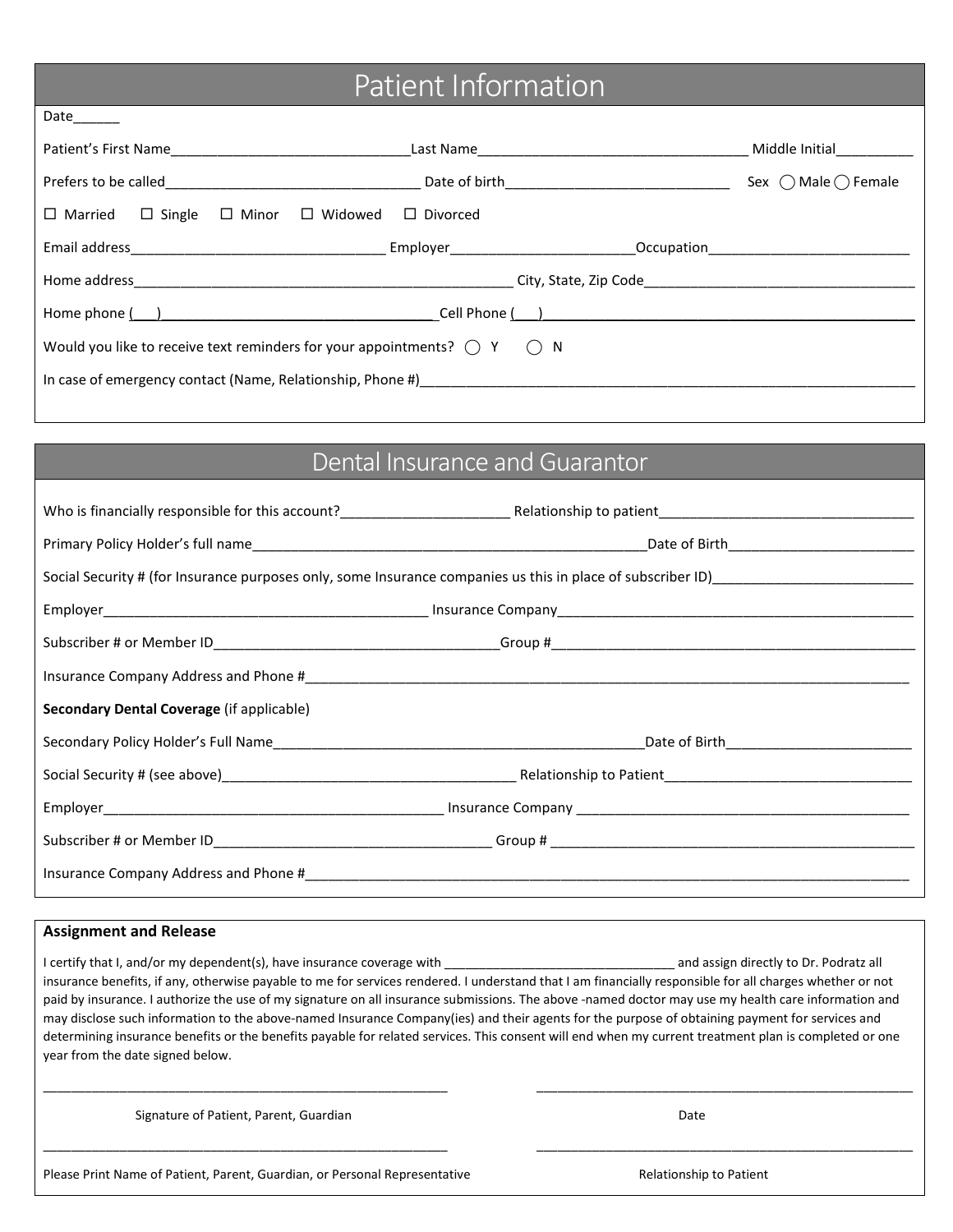# Patient Information

Date______

Patient's First Name_______________________________Last Name___________________________________ Middle Initial__________

Prefers to be called_________________________________ Date of birth____________________________ Sex ◯ Male ◯ Female

☐ Married ☐ Single ☐ Minor ☐ Widowed ☐ Divorced

Email address_________________________________ Employer________________________Occupation__________________________

Home address_________________________________________________ City, State, Zip Code____________________________________

Home phone (___)____________________________________Cell Phone (___)__________________________________________________

Would you like to receive text reminders for your appointments? ◯ Y ◯ N

In case of emergency contact (Name, Relationship, Phone #)_________________________________________________________________

# Dental Insurance and Guarantor

Who is financially responsible for this account?______________________ Relationship to patient_________________________________

Primary Policy Holder's full name___________________________________________________Date of Birth_________________________

Social Security # (for Insurance purposes only, some Insurance companies us this in place of subscriber ID)__________________________

Employer__________________________________________ Insurance Company_______________________________________________

Subscriber # or Member ID_____________________________________Group #_______________________________________________

Insurance Company Address and Phone #_________________________________________________________________________________

**Secondary Dental Coverage** (if applicable)

Secondary Policy Holder's Full Name________________________________________________Date of Birth_________________________

Social Security # (see above)______________________________________ Relationship to Patient___________________________________

Employer____________________________________________ Insurance Company ____________________________________________

Subscriber # or Member ID____________________________________ Group # ________________________________________________

Insurance Company Address and Phone #_________________________________________________________________________________

**Assignment and Release**

I certify that I, and/or my dependent(s), have insurance coverage with ________________________________ and assign directly to Dr. Podratz all insurance benefits, if any, otherwise payable to me for services rendered. I understand that I am financially responsible for all charges whether or not paid by insurance. I authorize the use of my signature on all insurance submissions. The above -named doctor may use my health care information and may disclose such information to the above-named Insurance Company(ies) and their agents for the purpose of obtaining payment for services and determining insurance benefits or the benefits payable for related services. This consent will end when my current treatment plan is completed or one year from the date signed below.

_______________________________________________________ _______________________________________________________

Signature of Patient, Parent, Guardian Date

_______________________________________________________ _______________________________________________________

Please Print Name of Patient, Parent, Guardian, or Personal Representative Relationship to Patient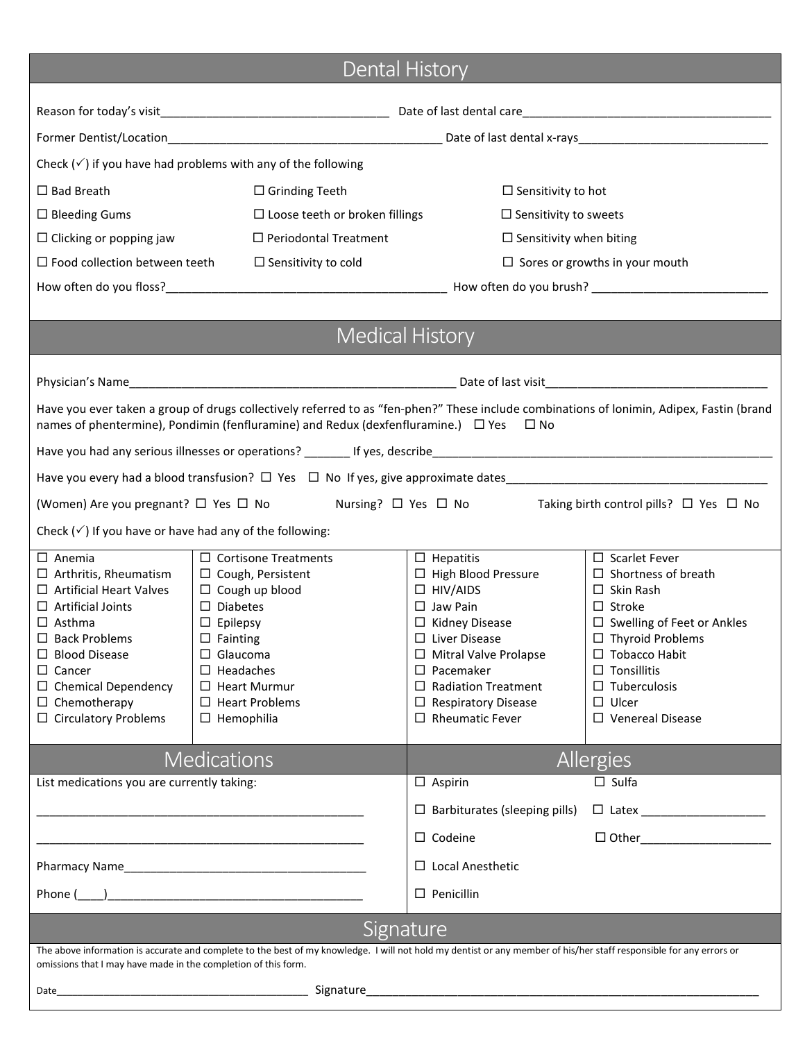## Dental History

Reason for today's visit___________________________________ Date of last dental care______________________________________

Former Dentist/Location__________________________________________ Date of last dental x-rays_____________________________

Check (✓) if you have had problems with any of the following

| | | |
|---|---|---|
| ☐ Bad Breath | ☐ Grinding Teeth | ☐ Sensitivity to hot |
| ☐ Bleeding Gums | ☐ Loose teeth or broken fillings | ☐ Sensitivity to sweets |
| ☐ Clicking or popping jaw | ☐ Periodontal Treatment | ☐ Sensitivity when biting |
| ☐ Food collection between teeth | ☐ Sensitivity to cold | ☐ Sores or growths in your mouth |

How often do you floss?___________________________________________ How often do you brush? ___________________________

## Medical History

Physician's Name____________________________________________________ Date of last visit__________________________________

Have you ever taken a group of drugs collectively referred to as "fen-phen?" These include combinations of Ionimin, Adipex, Fastin (brand names of phentermine), Pondimin (fenfluramine) and Redux (dexfenfluramine.) ☐ Yes ☐ No

Have you had any serious illnesses or operations? _______ If yes, describe______________________________________________________

Have you every had a blood transfusion? ☐ Yes ☐ No If yes, give approximate dates_________________________________________

(Women) Are you pregnant? ☐ Yes ☐ No Nursing? ☐ Yes ☐ No Taking birth control pills? ☐ Yes ☐ No

Check (✓) If you have or have had any of the following:

| | | | |
|---|---|---|---|
| ☐ Anemia | ☐ Cortisone Treatments | ☐ Hepatitis | ☐ Scarlet Fever |
| ☐ Arthritis, Rheumatism | ☐ Cough, Persistent | ☐ High Blood Pressure | ☐ Shortness of breath |
| ☐ Artificial Heart Valves | ☐ Cough up blood | ☐ HIV/AIDS | ☐ Skin Rash |
| ☐ Artificial Joints | ☐ Diabetes | ☐ Jaw Pain | ☐ Stroke |
| ☐ Asthma | ☐ Epilepsy | ☐ Kidney Disease | ☐ Swelling of Feet or Ankles |
| ☐ Back Problems | ☐ Fainting | ☐ Liver Disease | ☐ Thyroid Problems |
| ☐ Blood Disease | ☐ Glaucoma | ☐ Mitral Valve Prolapse | ☐ Tobacco Habit |
| ☐ Cancer | ☐ Headaches | ☐ Pacemaker | ☐ Tonsillitis |
| ☐ Chemical Dependency | ☐ Heart Murmur | ☐ Radiation Treatment | ☐ Tuberculosis |
| ☐ Chemotherapy | ☐ Heart Problems | ☐ Respiratory Disease | ☐ Ulcer |
| ☐ Circulatory Problems | ☐ Hemophilia | ☐ Rheumatic Fever | ☐ Venereal Disease |

## Medications

List medications you are currently taking:

___________________________________________________

___________________________________________________

Pharmacy Name_____________________________________

Phone (____)_______________________________________

## Allergies

| | |
|---|---|
| ☐ Aspirin | ☐ Sulfa |
| ☐ Barbiturates (sleeping pills) | ☐ Latex ___________________ |
| ☐ Codeine | ☐ Other____________________ |
| ☐ Local Anesthetic | |
| ☐ Penicillin | |

## Signature

The above information is accurate and complete to the best of my knowledge. I will not hold my dentist or any member of his/her staff responsible for any errors or omissions that I may have made in the completion of this form.

Date__________________________________________ Signature_________________________________________________________________